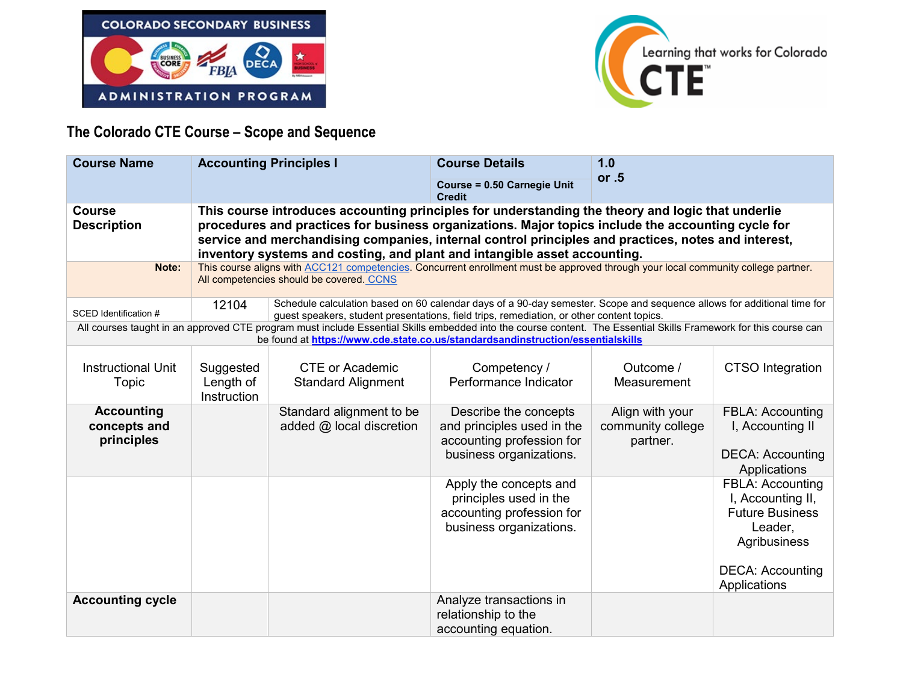## The Colorado CTE Course – Scope and Sequence

| **Course Name** | **Accounting Principles I** | | **Course Details**<br><br>**Course = 0.50 Carnegie Unit Credit** | **1.0 or .5** | |
|---|---|---|---|---|---|
| **Course Description** | **This course introduces accounting principles for understanding the theory and logic that underlie procedures and practices for business organizations. Major topics include the accounting cycle for service and merchandising companies, internal control principles and practices, notes and interest, inventory systems and costing, and plant and intangible asset accounting.** | | | | |
| **Note:** | This course aligns with [ACC121 competencies](). Concurrent enrollment must be approved through your local community college partner. All competencies should be covered. [CCNS]() | | | | |
| SCED Identification # | 12104 | Schedule calculation based on 60 calendar days of a 90-day semester. Scope and sequence allows for additional time for guest speakers, student presentations, field trips, remediation, or other content topics. | | | |
| All courses taught in an approved CTE program must include Essential Skills embedded into the course content. The Essential Skills Framework for this course can be found at **[https://www.cde.state.co.us/standardsandinstruction/essentialskills](https://www.cde.state.co.us/standardsandinstruction/essentialskills)** | | | | | |
| Instructional Unit Topic | Suggested Length of Instruction | CTE or Academic Standard Alignment | Competency / Performance Indicator | Outcome / Measurement | CTSO Integration |
| **Accounting concepts and principles** | | Standard alignment to be added @ local discretion | Describe the concepts and principles used in the accounting profession for business organizations. | Align with your community college partner. | FBLA: Accounting I, Accounting II<br><br>DECA: Accounting Applications |
| | | | Apply the concepts and principles used in the accounting profession for business organizations. | | FBLA: Accounting I, Accounting II, Future Business Leader, Agribusiness<br><br>DECA: Accounting Applications |
| **Accounting cycle** | | | Analyze transactions in relationship to the accounting equation. | | |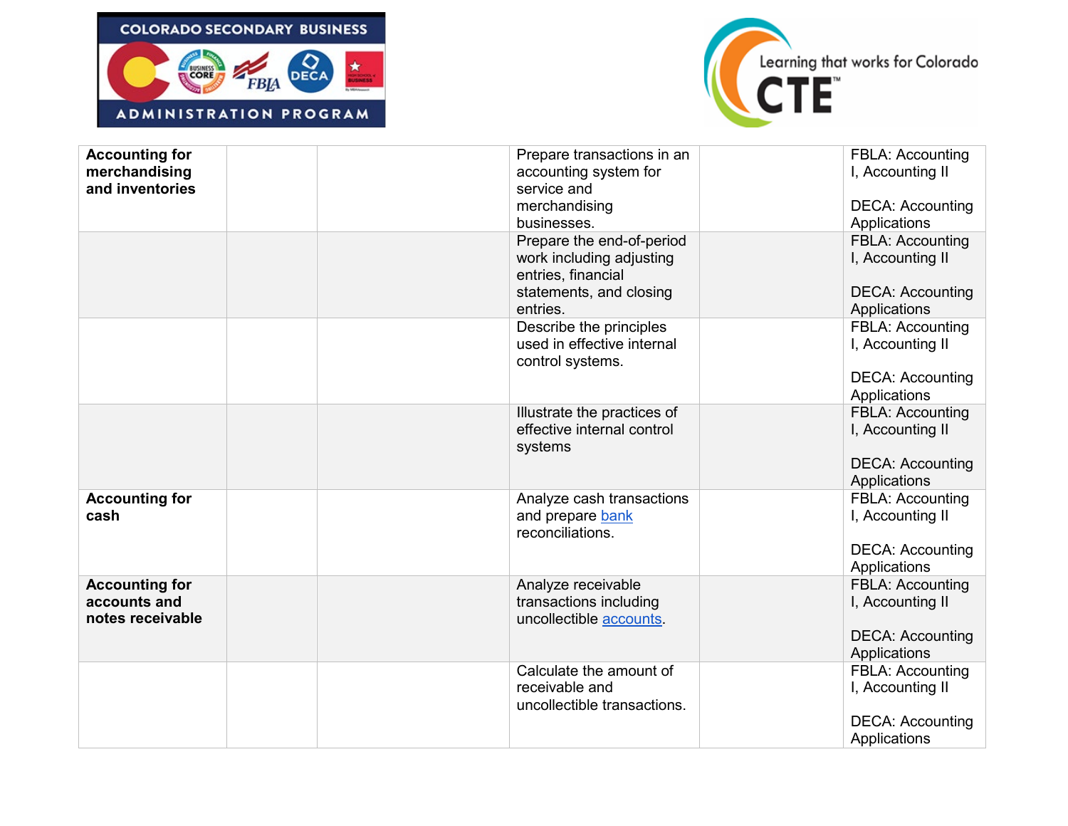| | | | | | |
|---|---|---|---|---|---|
| **Accounting for merchandising and inventories** | | | Prepare transactions in an accounting system for service and merchandising businesses. | | FBLA: Accounting I, Accounting II<br><br>DECA: Accounting Applications |
| | | | Prepare the end-of-period work including adjusting entries, financial statements, and closing entries. | | FBLA: Accounting I, Accounting II<br><br>DECA: Accounting Applications |
| | | | Describe the principles used in effective internal control systems. | | FBLA: Accounting I, Accounting II<br><br>DECA: Accounting Applications |
| | | | Illustrate the practices of effective internal control systems | | FBLA: Accounting I, Accounting II<br><br>DECA: Accounting Applications |
| **Accounting for cash** | | | Analyze cash transactions and prepare bank reconciliations. | | FBLA: Accounting I, Accounting II<br><br>DECA: Accounting Applications |
| **Accounting for accounts and notes receivable** | | | Analyze receivable transactions including uncollectible accounts. | | FBLA: Accounting I, Accounting II<br><br>DECA: Accounting Applications |
| | | | Calculate the amount of receivable and uncollectible transactions. | | FBLA: Accounting I, Accounting II<br><br>DECA: Accounting Applications |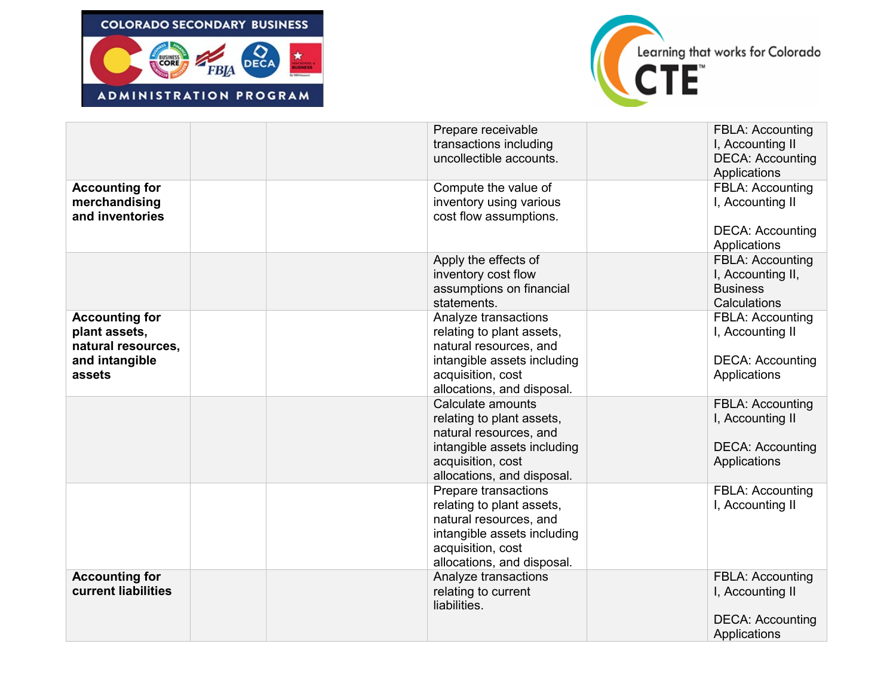| | | | | | |
|---|---|---|---|---|---|
| | | | Prepare receivable transactions including uncollectible accounts. | | FBLA: Accounting I, Accounting II DECA: Accounting Applications |
| **Accounting for merchandising and inventories** | | | Compute the value of inventory using various cost flow assumptions. | | FBLA: Accounting I, Accounting II<br><br>DECA: Accounting Applications |
| | | | Apply the effects of inventory cost flow assumptions on financial statements. | | FBLA: Accounting I, Accounting II, Business Calculations |
| **Accounting for plant assets, natural resources, and intangible assets** | | | Analyze transactions relating to plant assets, natural resources, and intangible assets including acquisition, cost allocations, and disposal. | | FBLA: Accounting I, Accounting II<br><br>DECA: Accounting Applications |
| | | | Calculate amounts relating to plant assets, natural resources, and intangible assets including acquisition, cost allocations, and disposal. | | FBLA: Accounting I, Accounting II<br><br>DECA: Accounting Applications |
| | | | Prepare transactions relating to plant assets, natural resources, and intangible assets including acquisition, cost allocations, and disposal. | | FBLA: Accounting I, Accounting II |
| **Accounting for current liabilities** | | | Analyze transactions relating to current liabilities. | | FBLA: Accounting I, Accounting II<br><br>DECA: Accounting Applications |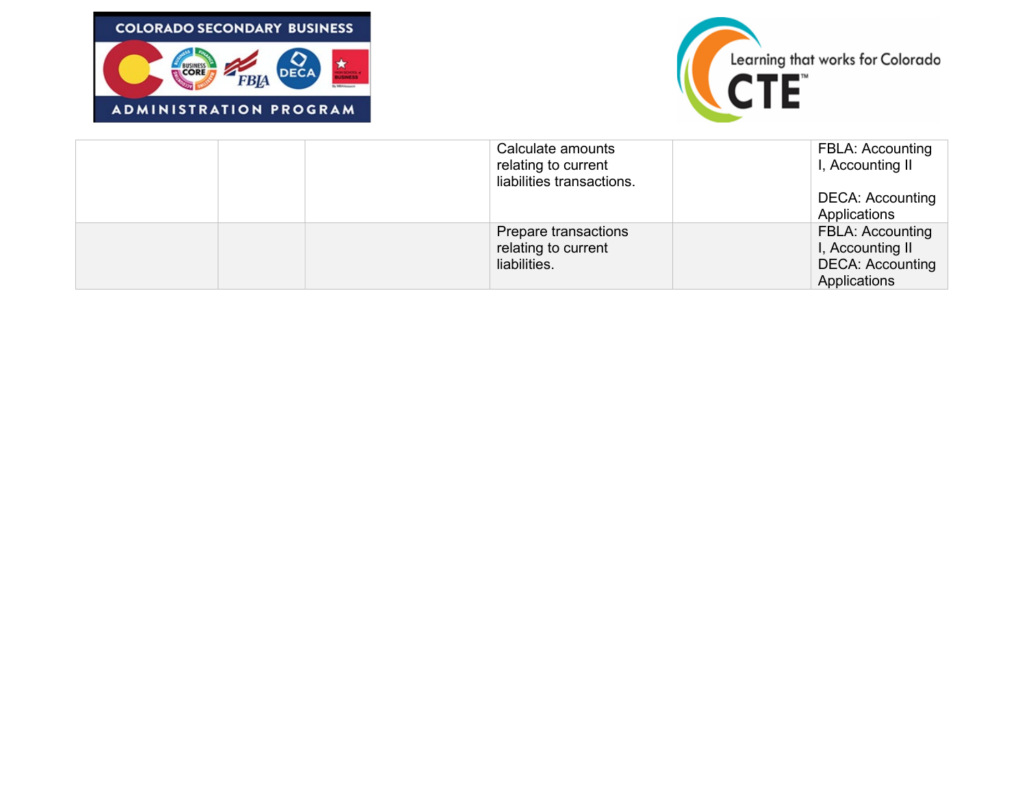| | | | | | |
|---|---|---|---|---|---|
| | | | Calculate amounts relating to current liabilities transactions. | | FBLA: Accounting I, Accounting II<br><br>DECA: Accounting Applications |
| | | | Prepare transactions relating to current liabilities. | | FBLA: Accounting I, Accounting II<br>DECA: Accounting Applications |